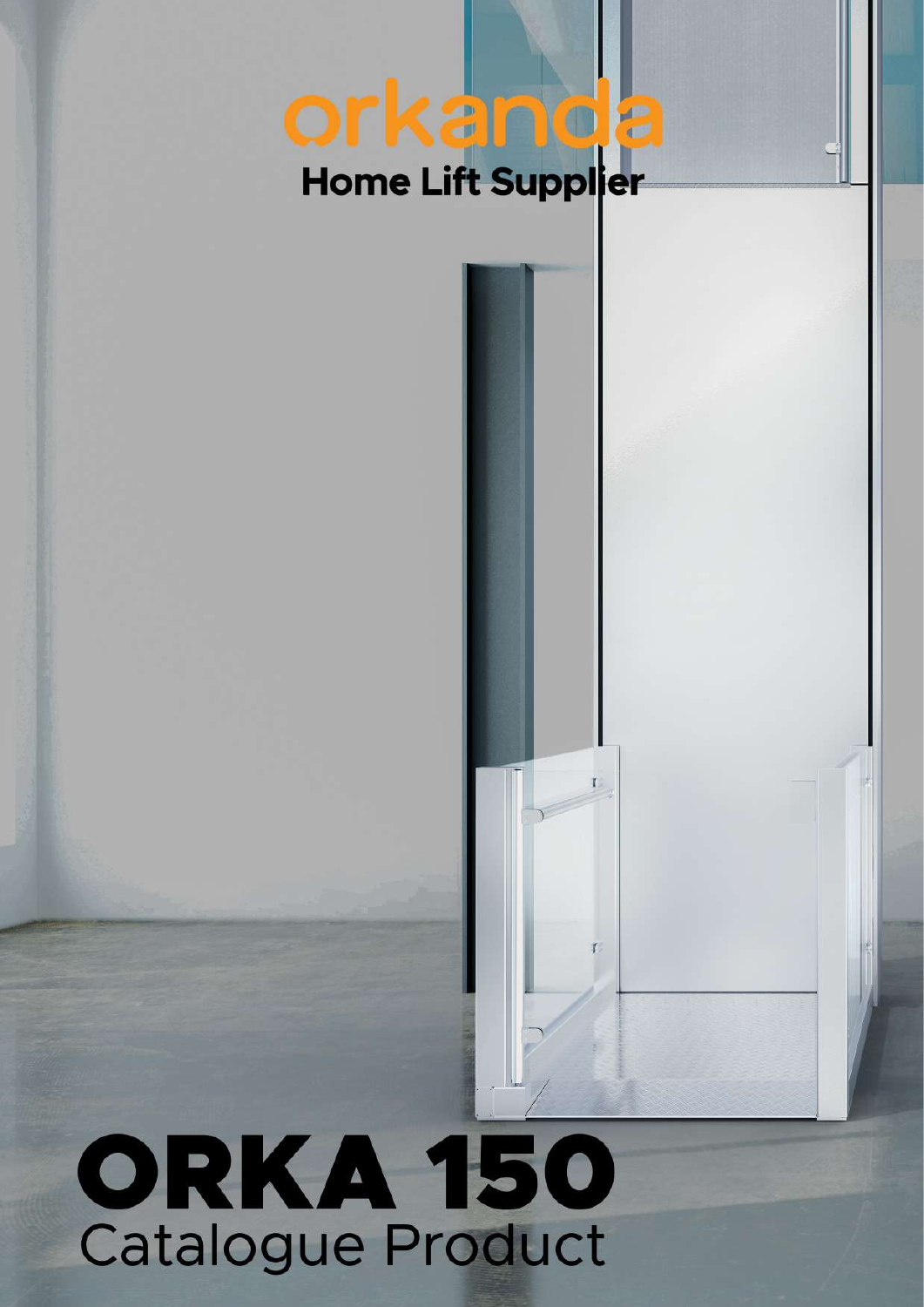orkanda

Home Lift Supplier

# ORKA 150

Catalogue Product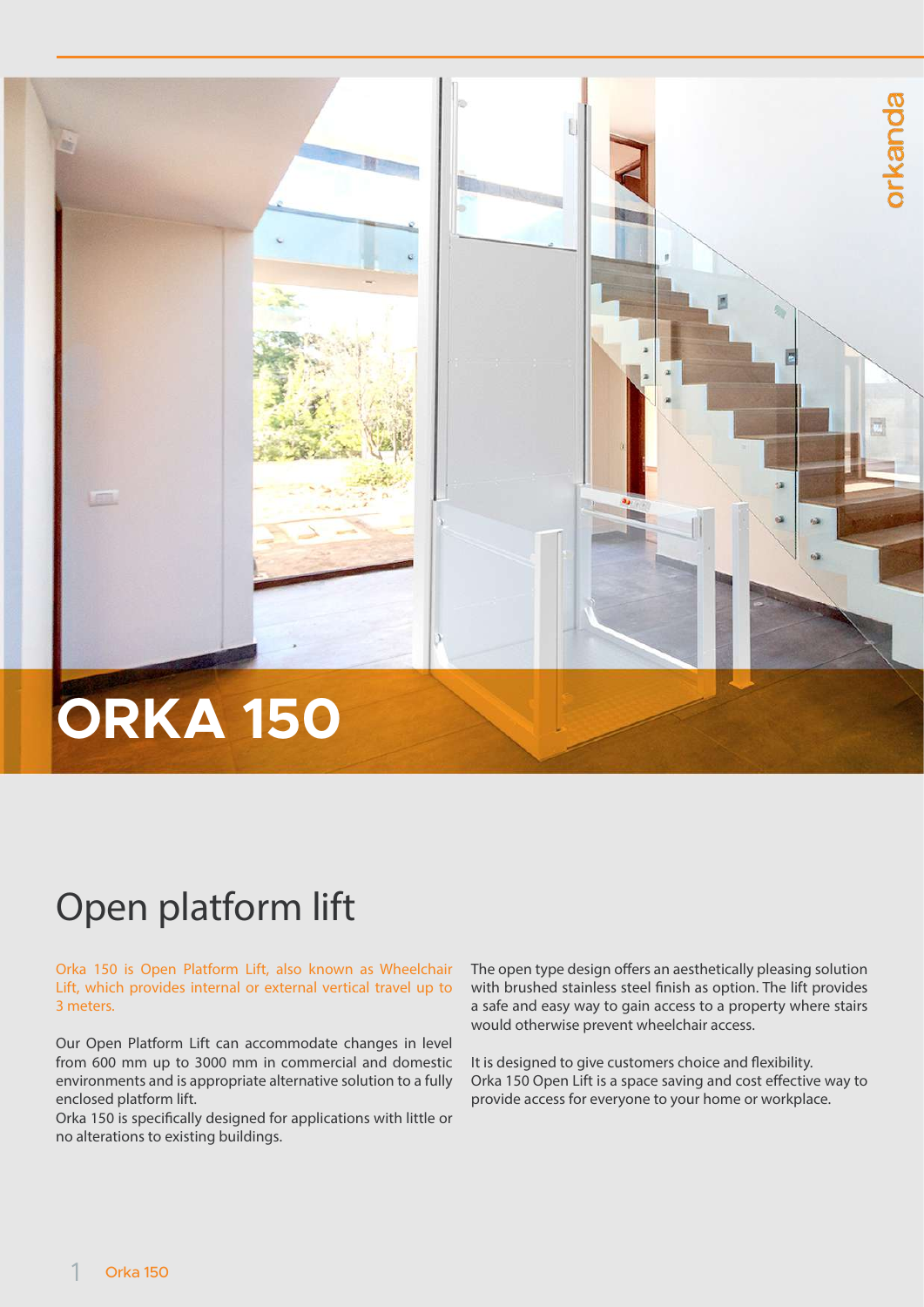# ORKA 150

## Open platform lift

Orka 150 is Open Platform Lift, also known as Wheelchair Lift, which provides internal or external vertical travel up to 3 meters.

Our Open Platform Lift can accommodate changes in level from 600 mm up to 3000 mm in commercial and domestic environments and is appropriate alternative solution to a fully enclosed platform lift.
Orka 150 is specifically designed for applications with little or no alterations to existing buildings.

The open type design offers an aesthetically pleasing solution with brushed stainless steel finish as option. The lift provides a safe and easy way to gain access to a property where stairs would otherwise prevent wheelchair access.

It is designed to give customers choice and flexibility.
Orka 150 Open Lift is a space saving and cost effective way to provide access for everyone to your home or workplace.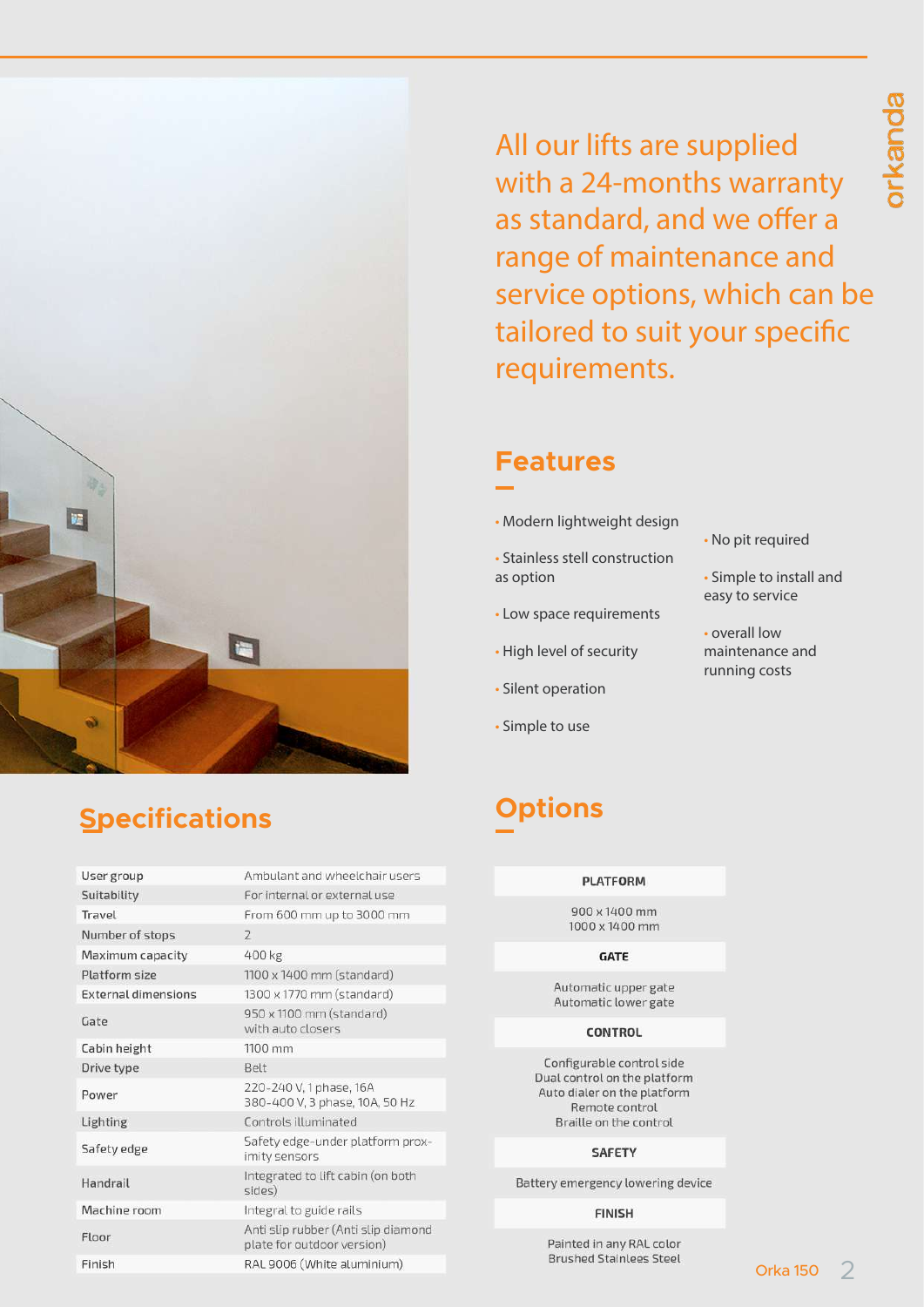All our lifts are supplied with a 24-months warranty as standard, and we offer a range of maintenance and service options, which can be tailored to suit your specific requirements.

## Features

- Modern lightweight design
- Stainless stell construction as option
- Low space requirements
- High level of security
- Silent operation
- Simple to use
- No pit required
- Simple to install and easy to service
- overall low maintenance and running costs

## Specifications

| | |
|---|---|
| User group | Ambulant and wheelchair users |
| Suitability | For internal or external use |
| Travel | From 600 mm up to 3000 mm |
| Number of stops | 2 |
| Maximum capacity | 400 kg |
| Platform size | 1100 x 1400 mm (standard) |
| External dimensions | 1300 x 1770 mm (standard) |
| Gate | 950 x 1100 mm (standard) with auto closers |
| Cabin height | 1100 mm |
| Drive type | Belt |
| Power | 220-240 V, 1 phase, 16A<br>380-400 V, 3 phase, 10A, 50 Hz |
| Lighting | Controls illuminated |
| Safety edge | Safety edge-under platform proximity sensors |
| Handrail | Integrated to lift cabin (on both sides) |
| Machine room | Integral to guide rails |
| Floor | Anti slip rubber (Anti slip diamond plate for outdoor version) |
| Finish | RAL 9006 (White aluminium) |

## Options

**PLATFORM**

900 x 1400 mm
1000 x 1400 mm

**GATE**

Automatic upper gate
Automatic lower gate

**CONTROL**

Configurable control side
Dual control on the platform
Auto dialer on the platform
Remote control
Braille on the control

**SAFETY**

Battery emergency lowering device

**FINISH**

Painted in any RAL color
Brushed Stainlees Steel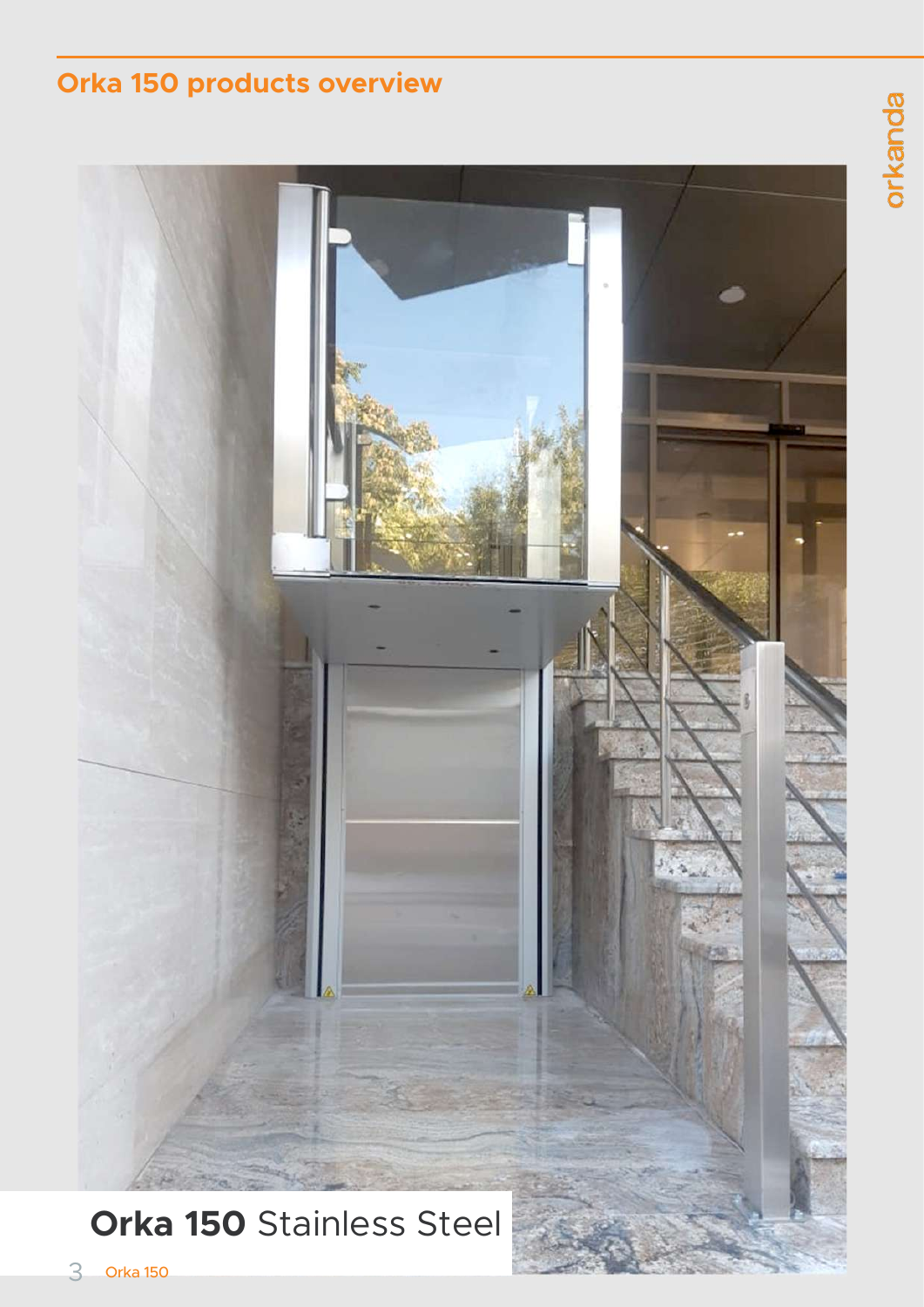## Orka 150 products overview

**Orka 150** Stainless Steel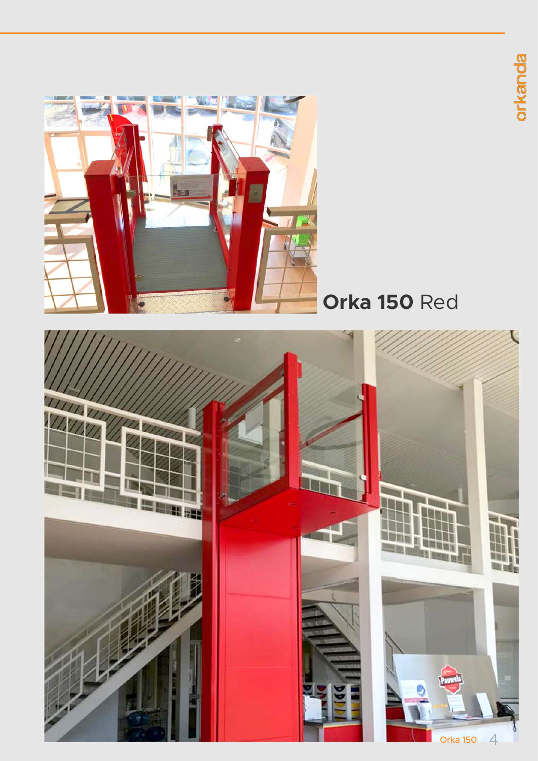**Orka 150** Red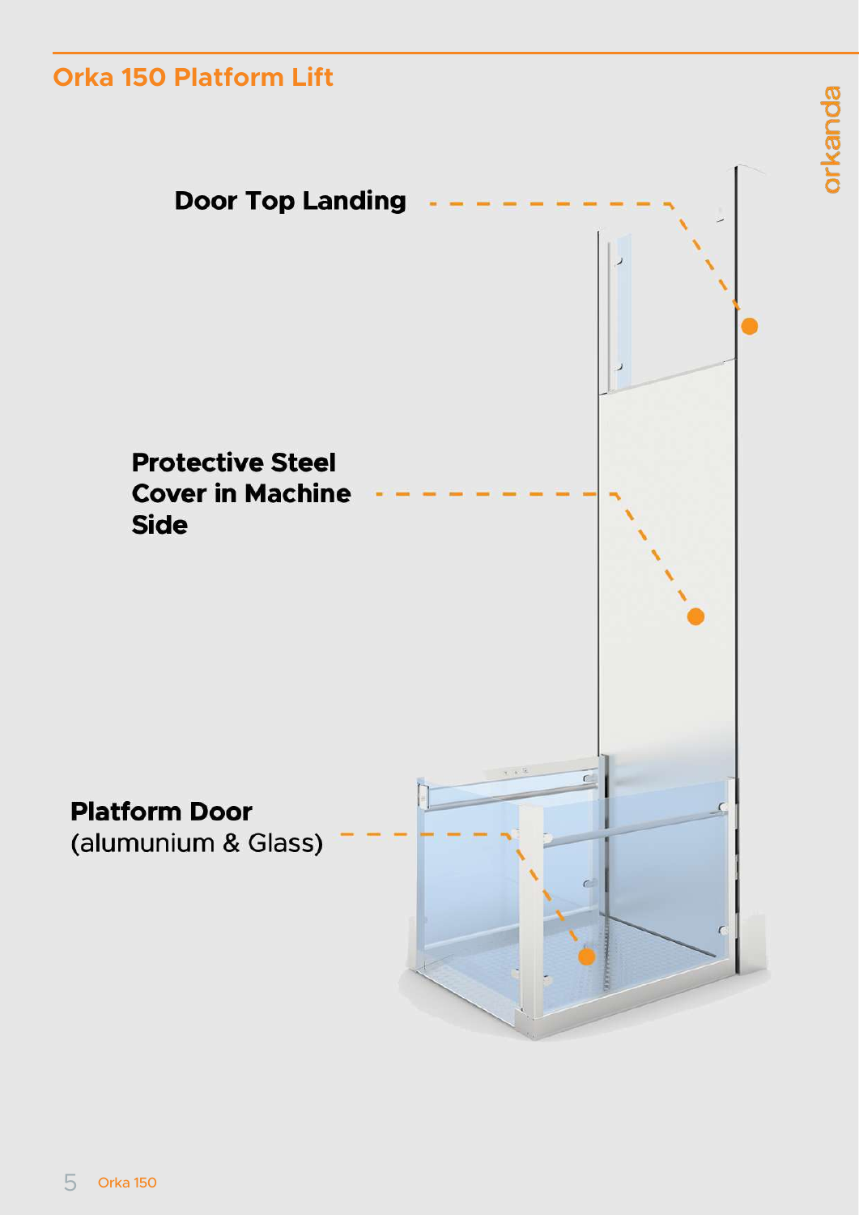## Orka 150 Platform Lift

**Door Top Landing**

**Protective Steel Cover in Machine Side**

**Platform Door**
(alumunium & Glass)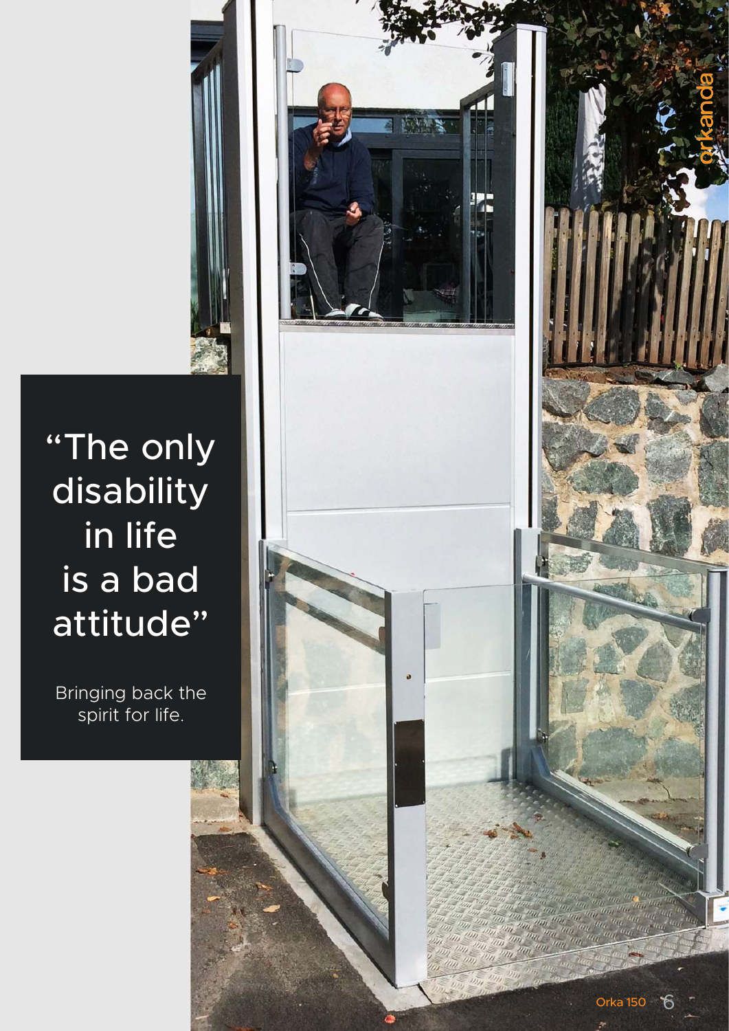# "The only disability in life is a bad attitude"

Bringing back the spirit for life.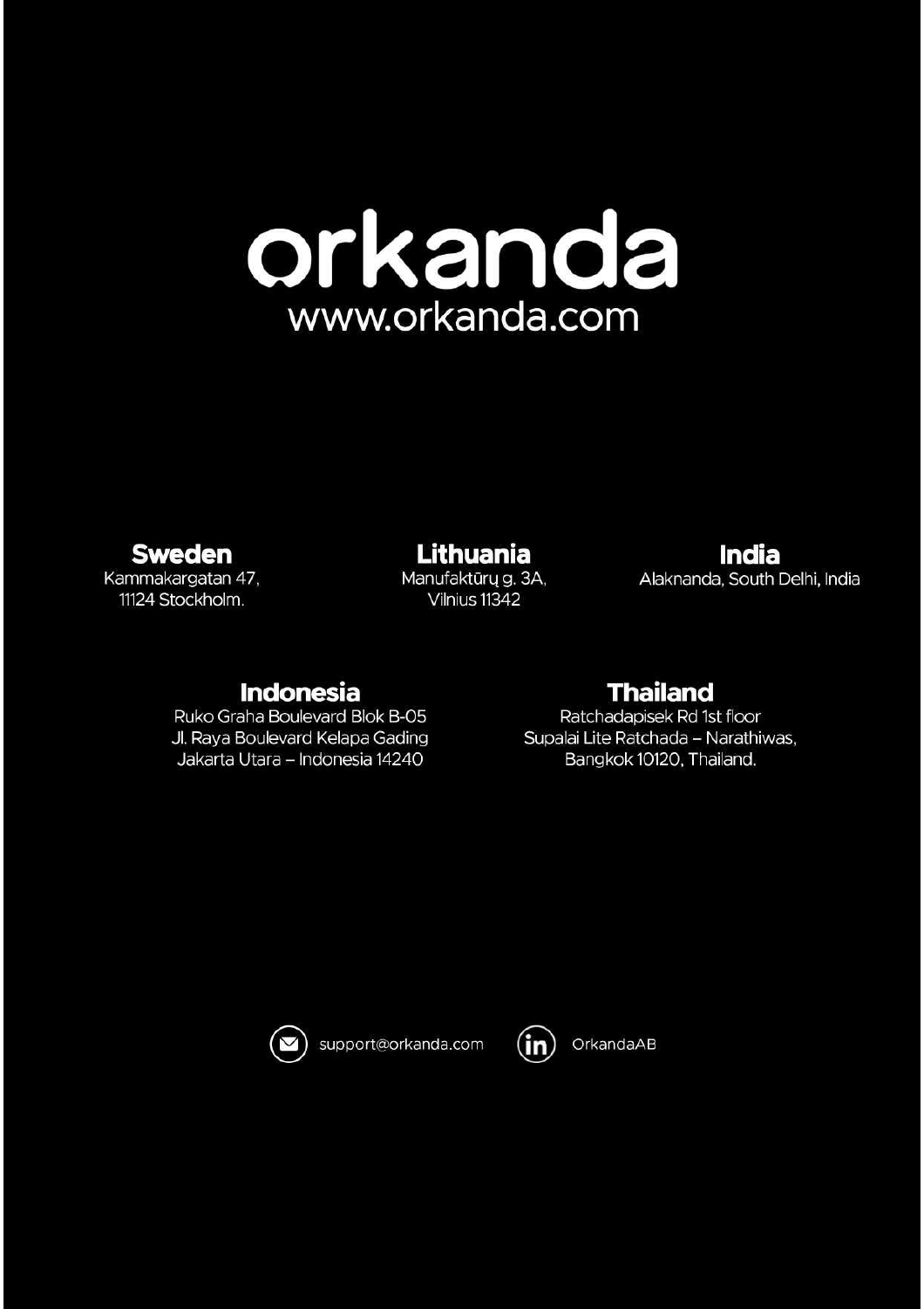# orkanda

www.orkanda.com

**Sweden**
Kammakargatan 47,
11124 Stockholm.

**Lithuania**
Manufaktūrų g. 3A,
Vilnius 11342

**India**
Alaknanda, South Delhi, India

**Indonesia**
Ruko Graha Boulevard Blok B-05
Jl. Raya Boulevard Kelapa Gading
Jakarta Utara – Indonesia 14240

**Thailand**
Ratchadapisek Rd 1st floor
Supalai Lite Ratchada – Narathiwas,
Bangkok 10120, Thailand.

support@orkanda.com

OrkandaAB